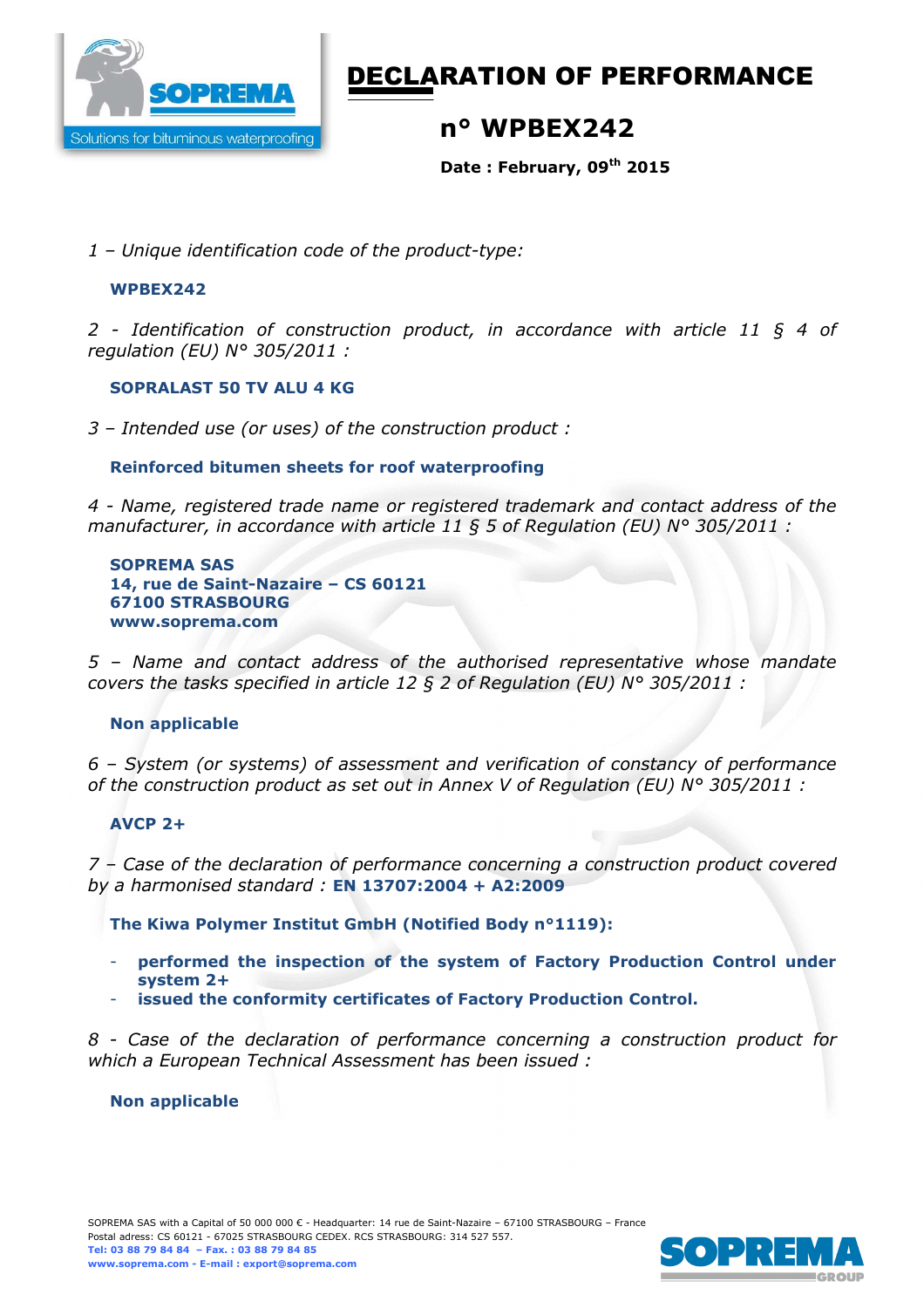# DECLARATION OF PERFORMANCE

## n° WPBEX242

**Date : February, 09th 2015**

*1 – Unique identification code of the product-type:*

**WPBEX242**

*2 - Identification of construction product, in accordance with article 11 § 4 of regulation (EU) N° 305/2011 :*

**SOPRALAST 50 TV ALU 4 KG**

*3 – Intended use (or uses) of the construction product :*

**Reinforced bitumen sheets for roof waterproofing**

*4 - Name, registered trade name or registered trademark and contact address of the manufacturer, in accordance with article 11 § 5 of Regulation (EU) N° 305/2011 :*

**SOPREMA SAS**
**14, rue de Saint-Nazaire – CS 60121**
**67100 STRASBOURG**
**www.soprema.com**

*5 – Name and contact address of the authorised representative whose mandate covers the tasks specified in article 12 § 2 of Regulation (EU) N° 305/2011 :*

**Non applicable**

*6 – System (or systems) of assessment and verification of constancy of performance of the construction product as set out in Annex V of Regulation (EU) N° 305/2011 :*

**AVCP 2+**

*7 – Case of the declaration of performance concerning a construction product covered by a harmonised standard :* **EN 13707:2004 + A2:2009**

**The Kiwa Polymer Institut GmbH (Notified Body n°1119):**

- **performed the inspection of the system of Factory Production Control under system 2+**
- **issued the conformity certificates of Factory Production Control.**

*8 - Case of the declaration of performance concerning a construction product for which a European Technical Assessment has been issued :*

**Non applicable**

SOPREMA SAS with a Capital of 50 000 000 € - Headquarter: 14 rue de Saint-Nazaire – 67100 STRASBOURG – France
Postal adress: CS 60121 - 67025 STRASBOURG CEDEX. RCS STRASBOURG: 314 527 557.
**Tel: 03 88 79 84 84 – Fax. : 03 88 79 84 85**
**www.soprema.com - E-mail : export@soprema.com**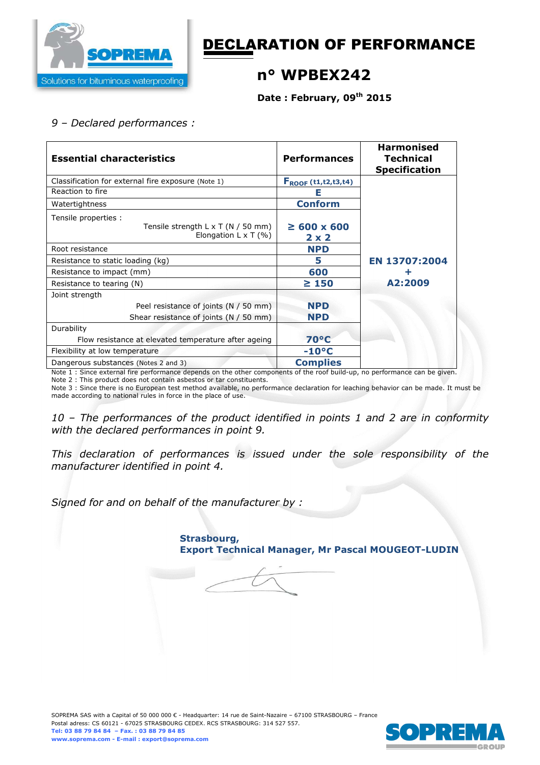# DECLARATION OF PERFORMANCE

## n° WPBEX242

**Date : February, 09th 2015**

*9 – Declared performances :*

| Essential characteristics | Performances | Harmonised Technical Specification |
|---|---|---|
| Classification for external fire exposure (Note 1) | $F_{ROOF}$ (t1,t2,t3,t4) | EN 13707:2004 + A2:2009 |
| Reaction to fire | E | |
| Watertightness | Conform | |
| Tensile properties : Tensile strength L x T (N / 50 mm) / Elongation L x T (%) | ≥ 600 x 600 / 2 x 2 | |
| Root resistance | NPD | |
| Resistance to static loading (kg) | 5 | |
| Resistance to impact (mm) | 600 | |
| Resistance to tearing (N) | ≥ 150 | |
| Joint strength: Peel resistance of joints (N / 50 mm) / Shear resistance of joints (N / 50 mm) | NPD / NPD | |
| Durability: Flow resistance at elevated temperature after ageing | 70°C | |
| Flexibility at low temperature | -10°C | |
| Dangerous substances (Notes 2 and 3) | Complies | |

Note 1 : Since external fire performance depends on the other components of the roof build-up, no performance can be given.
Note 2 : This product does not contain asbestos or tar constituents.
Note 3 : Since there is no European test method available, no performance declaration for leaching behavior can be made. It must be made according to national rules in force in the place of use.

*10 – The performances of the product identified in points 1 and 2 are in conformity with the declared performances in point 9.*

*This declaration of performances is issued under the sole responsibility of the manufacturer identified in point 4.*

*Signed for and on behalf of the manufacturer by :*

**Strasbourg,**
**Export Technical Manager, Mr Pascal MOUGEOT-LUDIN**

SOPREMA SAS with a Capital of 50 000 000 € - Headquarter: 14 rue de Saint-Nazaire – 67100 STRASBOURG – France
Postal adress: CS 60121 - 67025 STRASBOURG CEDEX. RCS STRASBOURG: 314 527 557.
Tel: 03 88 79 84 84 – Fax. : 03 88 79 84 85
www.soprema.com - E-mail : export@soprema.com